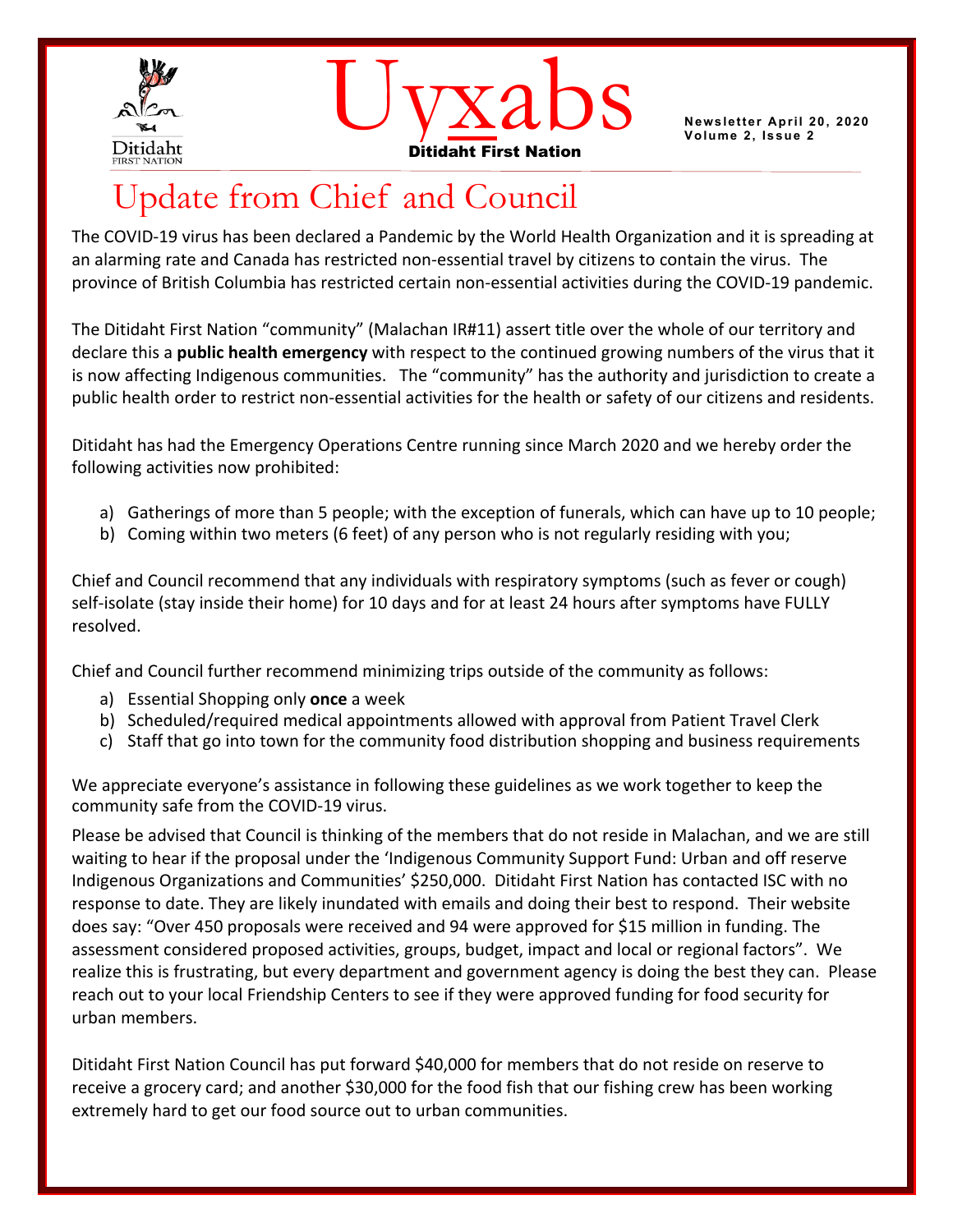# Uyxabs

**Ditidaht First Nation**

**Newsletter April 20, 2020**
**Volume 2, Issue 2**

## Update from Chief and Council

The COVID-19 virus has been declared a Pandemic by the World Health Organization and it is spreading at an alarming rate and Canada has restricted non-essential travel by citizens to contain the virus. The province of British Columbia has restricted certain non-essential activities during the COVID-19 pandemic.

The Ditidaht First Nation "community" (Malachan IR#11) assert title over the whole of our territory and declare this a **public health emergency** with respect to the continued growing numbers of the virus that it is now affecting Indigenous communities. The "community" has the authority and jurisdiction to create a public health order to restrict non-essential activities for the health or safety of our citizens and residents.

Ditidaht has had the Emergency Operations Centre running since March 2020 and we hereby order the following activities now prohibited:

a) Gatherings of more than 5 people; with the exception of funerals, which can have up to 10 people;
b) Coming within two meters (6 feet) of any person who is not regularly residing with you;

Chief and Council recommend that any individuals with respiratory symptoms (such as fever or cough) self-isolate (stay inside their home) for 10 days and for at least 24 hours after symptoms have FULLY resolved.

Chief and Council further recommend minimizing trips outside of the community as follows:

a) Essential Shopping only **once** a week
b) Scheduled/required medical appointments allowed with approval from Patient Travel Clerk
c) Staff that go into town for the community food distribution shopping and business requirements

We appreciate everyone's assistance in following these guidelines as we work together to keep the community safe from the COVID-19 virus.

Please be advised that Council is thinking of the members that do not reside in Malachan, and we are still waiting to hear if the proposal under the 'Indigenous Community Support Fund: Urban and off reserve Indigenous Organizations and Communities' $250,000. Ditidaht First Nation has contacted ISC with no response to date. They are likely inundated with emails and doing their best to respond. Their website does say: "Over 450 proposals were received and 94 were approved for $15 million in funding. The assessment considered proposed activities, groups, budget, impact and local or regional factors". We realize this is frustrating, but every department and government agency is doing the best they can. Please reach out to your local Friendship Centers to see if they were approved funding for food security for urban members.

Ditidaht First Nation Council has put forward $40,000 for members that do not reside on reserve to receive a grocery card; and another $30,000 for the food fish that our fishing crew has been working extremely hard to get our food source out to urban communities.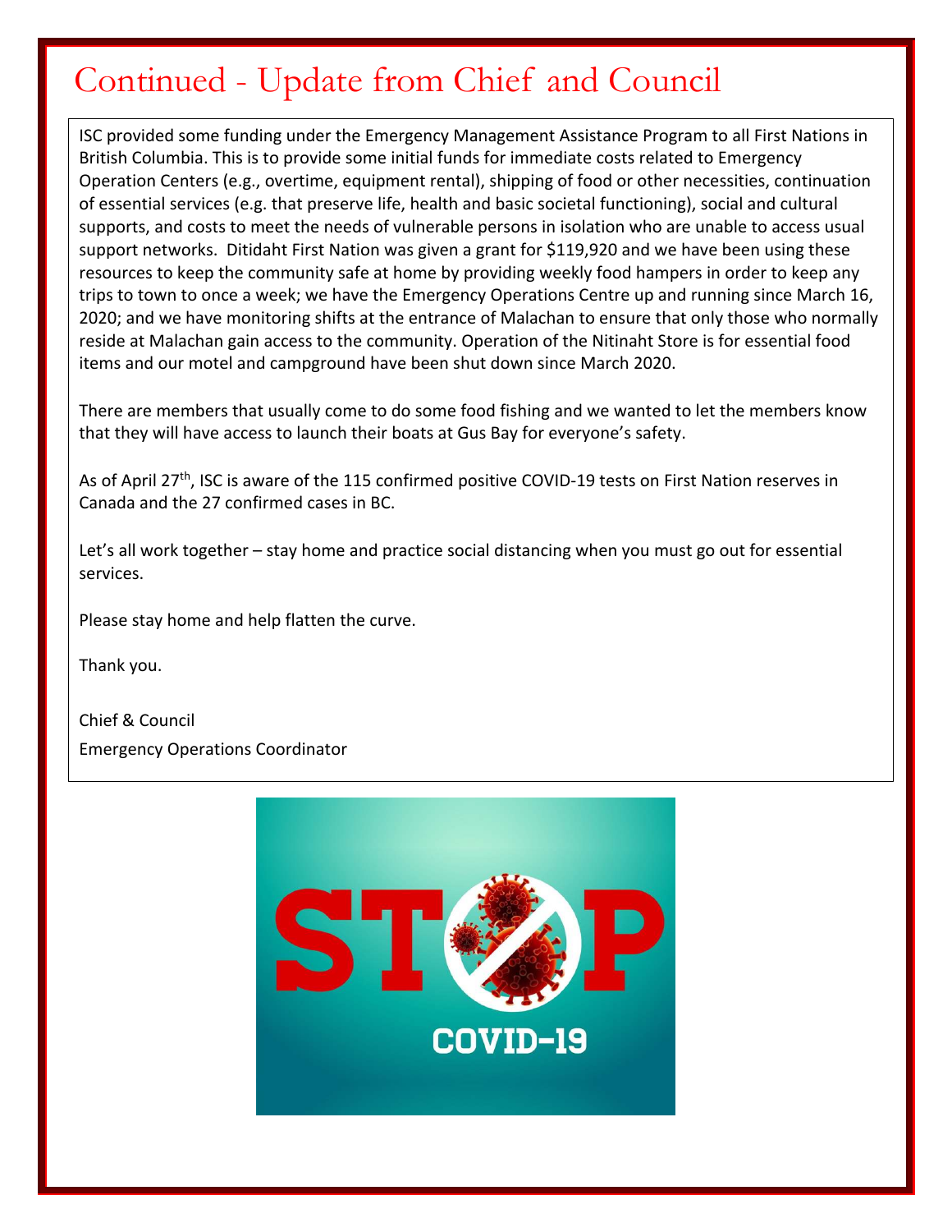# Continued - Update from Chief and Council

ISC provided some funding under the Emergency Management Assistance Program to all First Nations in British Columbia. This is to provide some initial funds for immediate costs related to Emergency Operation Centers (e.g., overtime, equipment rental), shipping of food or other necessities, continuation of essential services (e.g. that preserve life, health and basic societal functioning), social and cultural supports, and costs to meet the needs of vulnerable persons in isolation who are unable to access usual support networks. Ditidaht First Nation was given a grant for $119,920 and we have been using these resources to keep the community safe at home by providing weekly food hampers in order to keep any trips to town to once a week; we have the Emergency Operations Centre up and running since March 16, 2020; and we have monitoring shifts at the entrance of Malachan to ensure that only those who normally reside at Malachan gain access to the community. Operation of the Nitinaht Store is for essential food items and our motel and campground have been shut down since March 2020.

There are members that usually come to do some food fishing and we wanted to let the members know that they will have access to launch their boats at Gus Bay for everyone's safety.

As of April 27th, ISC is aware of the 115 confirmed positive COVID-19 tests on First Nation reserves in Canada and the 27 confirmed cases in BC.

Let's all work together – stay home and practice social distancing when you must go out for essential services.

Please stay home and help flatten the curve.

Thank you.

Chief & Council

Emergency Operations Coordinator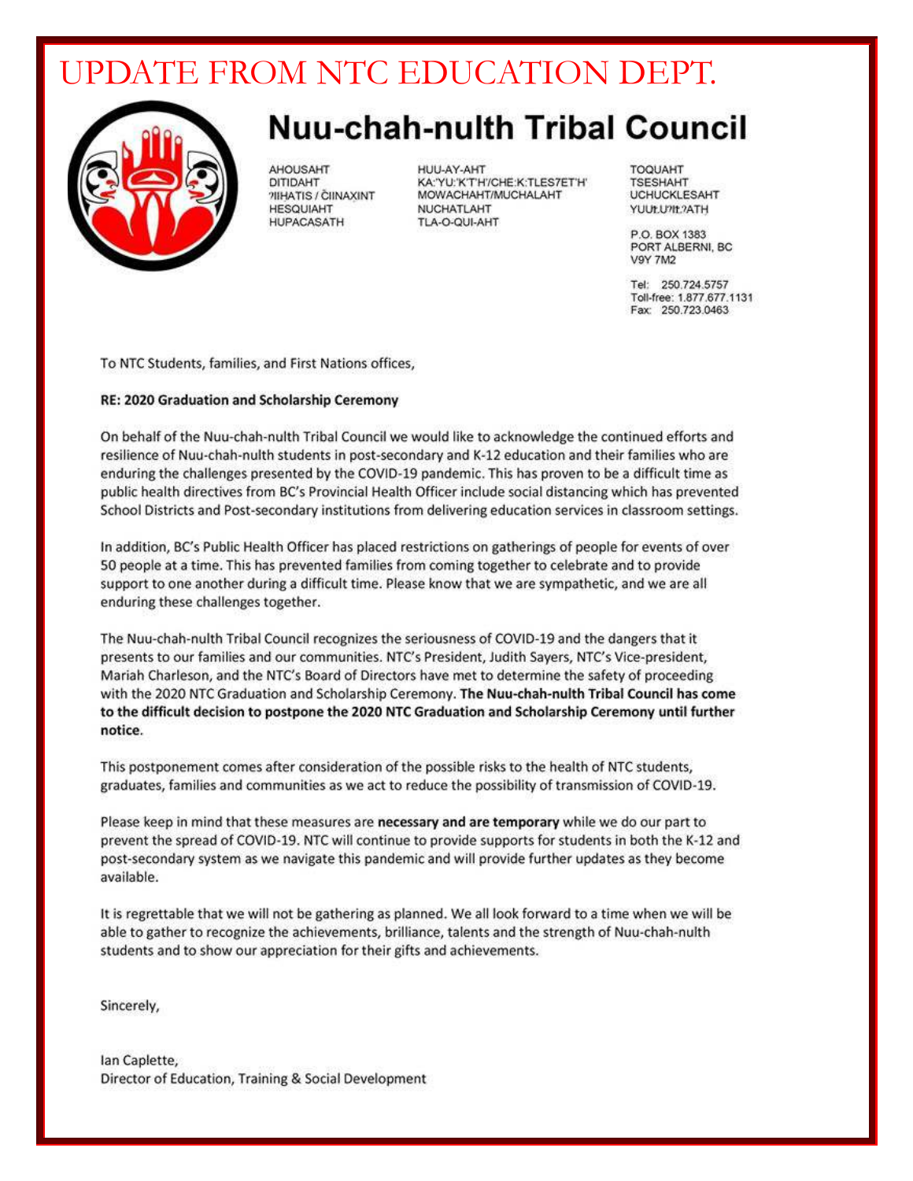# UPDATE FROM NTC EDUCATION DEPT.

## Nuu-chah-nulth Tribal Council

AHOUSAHT
DITIDAHT
ʔIIHATIS / ČIINAXINT
HESQUIAHT
HUPACASATH

HUU-AY-AHT
KA:'YU:'K'T'H'/CHE:K:TLES7ET'H'
MOWACHAHT/MUCHALAHT
NUCHATLAHT
TLA-O-QUI-AHT

TOQUAHT
TSESHAHT
UCHUCKLESAHT
YUUŁUʔIŁʔATH

P.O. BOX 1383
PORT ALBERNI, BC
V9Y 7M2

Tel: 250.724.5757
Toll-free: 1.877.677.1131
Fax: 250.723.0463

To NTC Students, families, and First Nations offices,

**RE: 2020 Graduation and Scholarship Ceremony**

On behalf of the Nuu-chah-nulth Tribal Council we would like to acknowledge the continued efforts and resilience of Nuu-chah-nulth students in post-secondary and K-12 education and their families who are enduring the challenges presented by the COVID-19 pandemic. This has proven to be a difficult time as public health directives from BC's Provincial Health Officer include social distancing which has prevented School Districts and Post-secondary institutions from delivering education services in classroom settings.

In addition, BC's Public Health Officer has placed restrictions on gatherings of people for events of over 50 people at a time. This has prevented families from coming together to celebrate and to provide support to one another during a difficult time. Please know that we are sympathetic, and we are all enduring these challenges together.

The Nuu-chah-nulth Tribal Council recognizes the seriousness of COVID-19 and the dangers that it presents to our families and our communities. NTC's President, Judith Sayers, NTC's Vice-president, Mariah Charleson, and the NTC's Board of Directors have met to determine the safety of proceeding with the 2020 NTC Graduation and Scholarship Ceremony. **The Nuu-chah-nulth Tribal Council has come to the difficult decision to postpone the 2020 NTC Graduation and Scholarship Ceremony until further notice**.

This postponement comes after consideration of the possible risks to the health of NTC students, graduates, families and communities as we act to reduce the possibility of transmission of COVID-19.

Please keep in mind that these measures are **necessary and are temporary** while we do our part to prevent the spread of COVID-19. NTC will continue to provide supports for students in both the K-12 and post-secondary system as we navigate this pandemic and will provide further updates as they become available.

It is regrettable that we will not be gathering as planned. We all look forward to a time when we will be able to gather to recognize the achievements, brilliance, talents and the strength of Nuu-chah-nulth students and to show our appreciation for their gifts and achievements.

Sincerely,

Ian Caplette,
Director of Education, Training & Social Development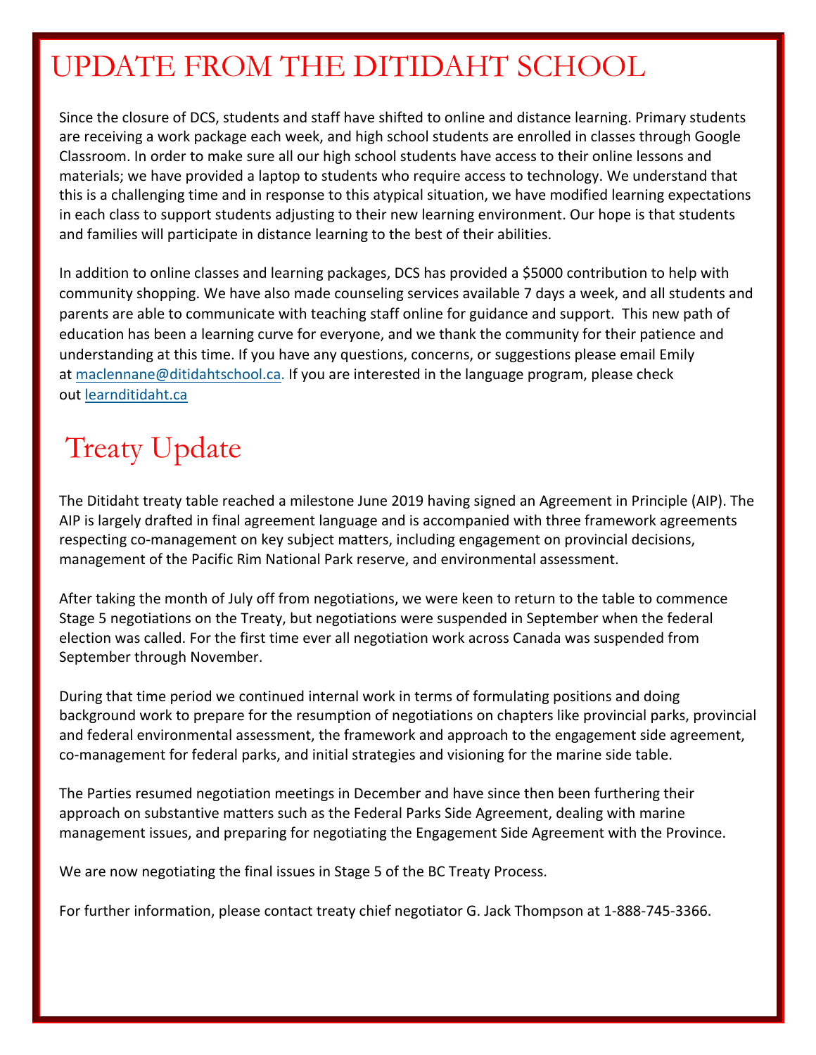# UPDATE FROM THE DITIDAHT SCHOOL

Since the closure of DCS, students and staff have shifted to online and distance learning. Primary students are receiving a work package each week, and high school students are enrolled in classes through Google Classroom. In order to make sure all our high school students have access to their online lessons and materials; we have provided a laptop to students who require access to technology. We understand that this is a challenging time and in response to this atypical situation, we have modified learning expectations in each class to support students adjusting to their new learning environment. Our hope is that students and families will participate in distance learning to the best of their abilities.

In addition to online classes and learning packages, DCS has provided a $5000 contribution to help with community shopping. We have also made counseling services available 7 days a week, and all students and parents are able to communicate with teaching staff online for guidance and support. This new path of education has been a learning curve for everyone, and we thank the community for their patience and understanding at this time. If you have any questions, concerns, or suggestions please email Emily at maclennane@ditidahtschool.ca. If you are interested in the language program, please check out learnditidaht.ca

# Treaty Update

The Ditidaht treaty table reached a milestone June 2019 having signed an Agreement in Principle (AIP). The AIP is largely drafted in final agreement language and is accompanied with three framework agreements respecting co-management on key subject matters, including engagement on provincial decisions, management of the Pacific Rim National Park reserve, and environmental assessment.

After taking the month of July off from negotiations, we were keen to return to the table to commence Stage 5 negotiations on the Treaty, but negotiations were suspended in September when the federal election was called. For the first time ever all negotiation work across Canada was suspended from September through November.

During that time period we continued internal work in terms of formulating positions and doing background work to prepare for the resumption of negotiations on chapters like provincial parks, provincial and federal environmental assessment, the framework and approach to the engagement side agreement, co-management for federal parks, and initial strategies and visioning for the marine side table.

The Parties resumed negotiation meetings in December and have since then been furthering their approach on substantive matters such as the Federal Parks Side Agreement, dealing with marine management issues, and preparing for negotiating the Engagement Side Agreement with the Province.

We are now negotiating the final issues in Stage 5 of the BC Treaty Process.

For further information, please contact treaty chief negotiator G. Jack Thompson at 1-888-745-3366.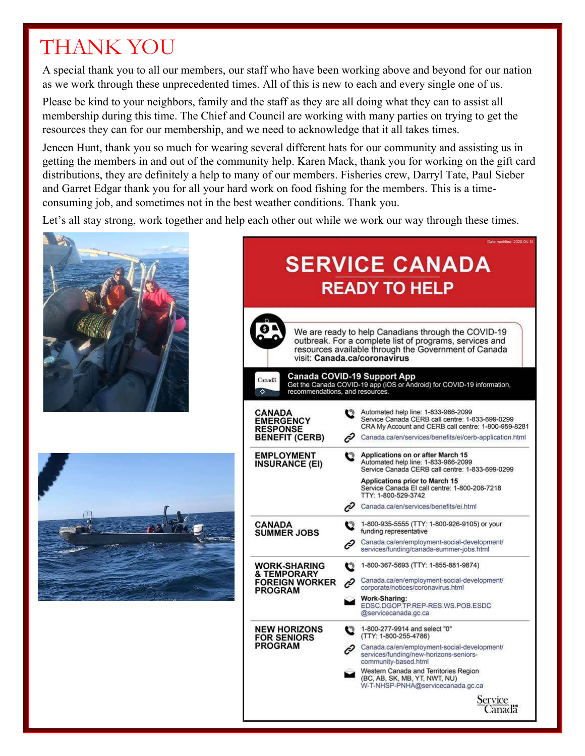# THANK YOU

A special thank you to all our members, our staff who have been working above and beyond for our nation as we work through these unprecedented times. All of this is new to each and every single one of us.

Please be kind to your neighbors, family and the staff as they are all doing what they can to assist all membership during this time. The Chief and Council are working with many parties on trying to get the resources they can for our membership, and we need to acknowledge that it all takes times.

Jeneen Hunt, thank you so much for wearing several different hats for our community and assisting us in getting the members in and out of the community help. Karen Mack, thank you for working on the gift card distributions, they are definitely a help to many of our members. Fisheries crew, Darryl Tate, Paul Sieber and Garret Edgar thank you for all your hard work on food fishing for the members. This is a time-consuming job, and sometimes not in the best weather conditions. Thank you.

Let's all stay strong, work together and help each other out while we work our way through these times.

Date modified: 2020-04-15

## SERVICE CANADA

### READY TO HELP

We are ready to help Canadians through the COVID-19 outbreak. For a complete list of programs, services and resources available through the Government of Canada visit: **Canada.ca/coronavirus**

**Canada COVID-19 Support App**
Get the Canada COVID-19 app (iOS or Android) for COVID-19 information, recommendations, and resources.

**CANADA EMERGENCY RESPONSE BENEFIT (CERB)**
- Automated help line: 1-833-966-2099
- Service Canada CERB call centre: 1-833-699-0299
- CRA My Account and CERB call centre: 1-800-959-8281
- Canada.ca/en/services/benefits/ei/cerb-application.html

**EMPLOYMENT INSURANCE (EI)**
- **Applications on or after March 15**
  Automated help line: 1-833-966-2099
  Service Canada CERB call centre: 1-833-699-0299
- **Applications prior to March 15**
  Service Canada EI call centre: 1-800-206-7218
  TTY: 1-800-529-3742
- Canada.ca/en/services/benefits/ei.html

**CANADA SUMMER JOBS**
- 1-800-935-5555 (TTY: 1-800-926-9105) or your funding representative
- Canada.ca/en/employment-social-development/services/funding/canada-summer-jobs.html

**WORK-SHARING & TEMPORARY FOREIGN WORKER PROGRAM**
- 1-800-367-5693 (TTY: 1-855-881-9874)
- Canada.ca/en/employment-social-development/corporate/notices/coronavirus.html
- **Work-Sharing:**
  EDSC.DGOP.TP.REP-RES.WS.POB.ESDC@servicecanada.gc.ca

**NEW HORIZONS FOR SENIORS PROGRAM**
- 1-800-277-9914 and select "0" (TTY: 1-800-255-4786)
- Canada.ca/en/employment-social-development/services/funding/new-horizons-seniors-community-based.html
- Western Canada and Territories Region (BC, AB, SK, MB, YT, NWT, NU)
  W-T-NHSP-PNHA@servicecanada.gc.ca

Service Canada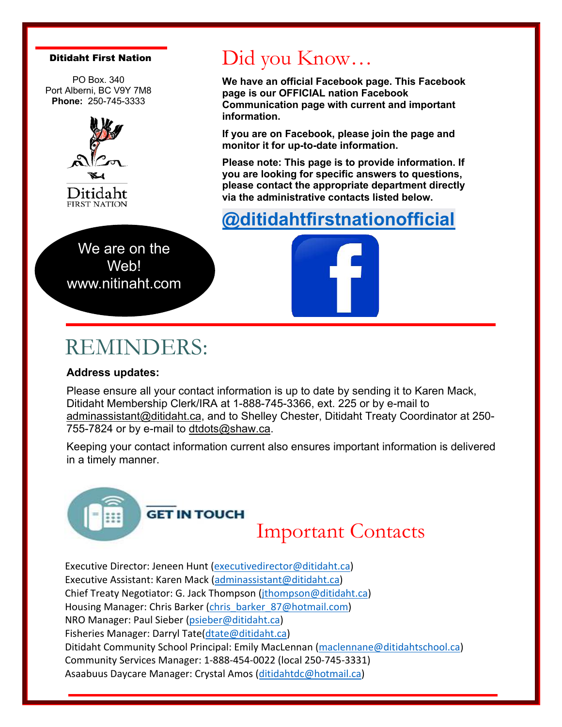**Ditidaht First Nation**

PO Box. 340
Port Alberni, BC V9Y 7M8
**Phone:** 250-745-3333

Ditidaht
FIRST NATION

We are on the Web!
www.nitinaht.com

# Did you Know…

**We have an official Facebook page. This Facebook page is our OFFICIAL nation Facebook Communication page with current and important information.**

**If you are on Facebook, please join the page and monitor it for up-to-date information.**

**Please note: This page is to provide information. If you are looking for specific answers to questions, please contact the appropriate department directly via the administrative contacts listed below.**

**@ditidahtfirstnationofficial**

# REMINDERS:

**Address updates:**

Please ensure all your contact information is up to date by sending it to Karen Mack, Ditidaht Membership Clerk/IRA at 1-888-745-3366, ext. 225 or by e-mail to adminassistant@ditidaht.ca, and to Shelley Chester, Ditidaht Treaty Coordinator at 250-755-7824 or by e-mail to dtdots@shaw.ca.

Keeping your contact information current also ensures important information is delivered in a timely manner.

GET IN TOUCH

## Important Contacts

Executive Director: Jeneen Hunt (executivedirector@ditidaht.ca)
Executive Assistant: Karen Mack (adminassistant@ditidaht.ca)
Chief Treaty Negotiator: G. Jack Thompson (jthompson@ditidaht.ca)
Housing Manager: Chris Barker (chris_barker_87@hotmail.com)
NRO Manager: Paul Sieber (psieber@ditidaht.ca)
Fisheries Manager: Darryl Tate(dtate@ditidaht.ca)
Ditidaht Community School Principal: Emily MacLennan (maclennane@ditidahtschool.ca)
Community Services Manager: 1-888-454-0022 (local 250-745-3331)
Asaabuus Daycare Manager: Crystal Amos (ditidahtdc@hotmail.ca)